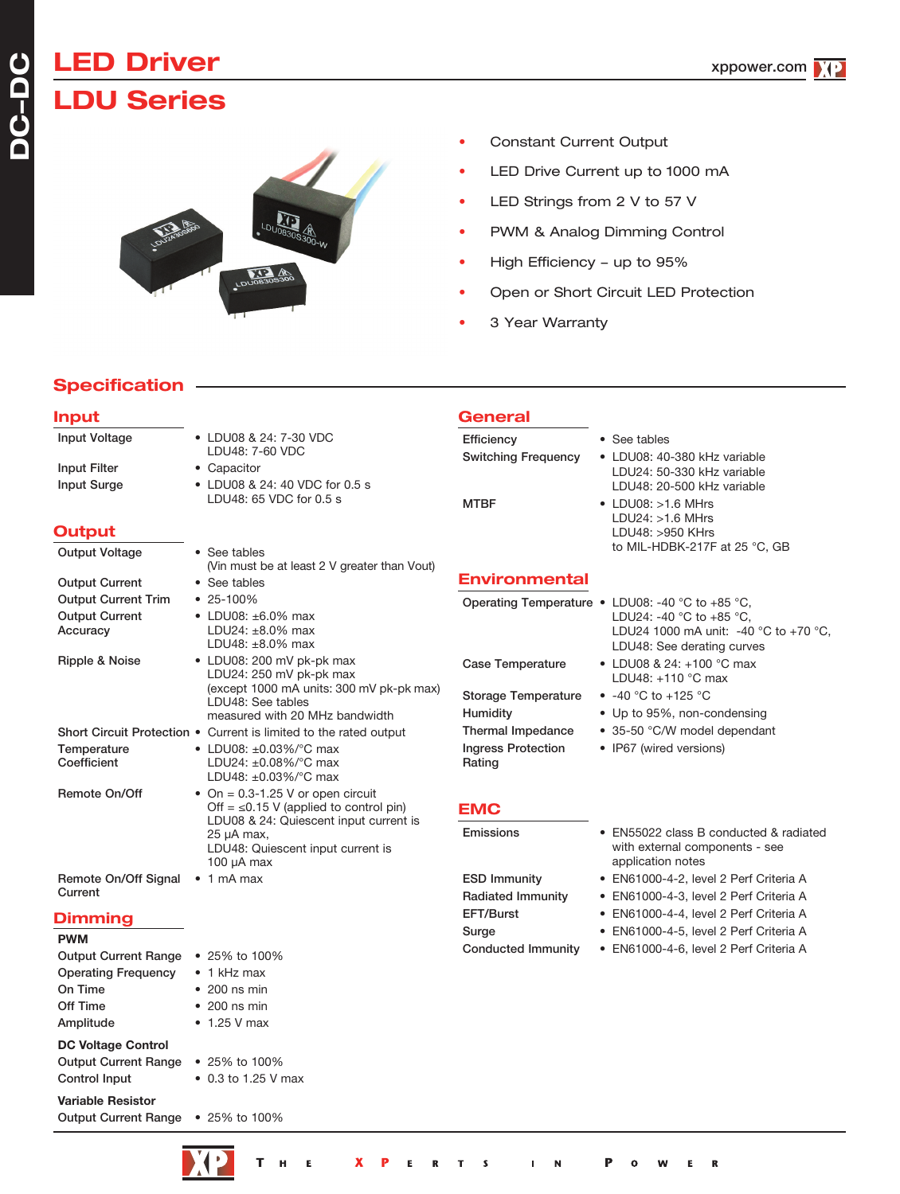# LED Driver

# LDU Series

- Constant Current Output
- LED Drive Current up to 1000 mA
- LED Strings from 2 V to 57 V
- PWM & Analog Dimming Control
- High Efficiency – up to 95%
- Open or Short Circuit LED Protection
- 3 Year Warranty

## Specification

### Input

| | |
|---|---|
| Input Voltage | • LDU08 & 24: 7-30 VDC<br>LDU48: 7-60 VDC |
| Input Filter | • Capacitor |
| Input Surge | • LDU08 & 24: 40 VDC for 0.5 s<br>LDU48: 65 VDC for 0.5 s |

### Output

| | |
|---|---|
| Output Voltage | • See tables<br>(Vin must be at least 2 V greater than Vout) |
| Output Current | • See tables |
| Output Current Trim | • 25-100% |
| Output Current Accuracy | • LDU08: ±6.0% max<br>LDU24: ±8.0% max<br>LDU48: ±8.0% max |
| Ripple & Noise | • LDU08: 200 mV pk-pk max<br>LDU24: 250 mV pk-pk max<br>(except 1000 mA units: 300 mV pk-pk max)<br>LDU48: See tables<br>measured with 20 MHz bandwidth |
| Short Circuit Protection | • Current is limited to the rated output |
| Temperature Coefficient | • LDU08: ±0.03%/°C max<br>LDU24: ±0.08%/°C max<br>LDU48: ±0.03%/°C max |
| Remote On/Off | • On = 0.3-1.25 V or open circuit<br>Off = ≤0.15 V (applied to control pin)<br>LDU08 & 24: Quiescent input current is 25 µA max,<br>LDU48: Quiescent input current is 100 µA max |
| Remote On/Off Signal Current | • 1 mA max |

### Dimming

**PWM**

| | |
|---|---|
| Output Current Range | • 25% to 100% |
| Operating Frequency | • 1 kHz max |
| On Time | • 200 ns min |
| Off Time | • 200 ns min |
| Amplitude | • 1.25 V max |

**DC Voltage Control**

| | |
|---|---|
| Output Current Range | • 25% to 100% |
| Control Input | • 0.3 to 1.25 V max |

**Variable Resistor**

| | |
|---|---|
| Output Current Range | • 25% to 100% |

### General

| | |
|---|---|
| Efficiency | • See tables |
| Switching Frequency | • LDU08: 40-380 kHz variable<br>LDU24: 50-330 kHz variable<br>LDU48: 20-500 kHz variable |
| MTBF | • LDU08: >1.6 MHrs<br>LDU24: >1.6 MHrs<br>LDU48: >950 KHrs<br>to MIL-HDBK-217F at 25 °C, GB |

### Environmental

| | |
|---|---|
| Operating Temperature | • LDU08: -40 °C to +85 °C,<br>LDU24: -40 °C to +85 °C,<br>LDU24 1000 mA unit: -40 °C to +70 °C,<br>LDU48: See derating curves |
| Case Temperature | • LDU08 & 24: +100 °C max<br>LDU48: +110 °C max |
| Storage Temperature | • -40 °C to +125 °C |
| Humidity | • Up to 95%, non-condensing |
| Thermal Impedance | • 35-50 °C/W model dependant |
| Ingress Protection Rating | • IP67 (wired versions) |

### EMC

| | |
|---|---|
| Emissions | • EN55022 class B conducted & radiated with external components - see application notes |
| ESD Immunity | • EN61000-4-2, level 2 Perf Criteria A |
| Radiated Immunity | • EN61000-4-3, level 2 Perf Criteria A |
| EFT/Burst | • EN61000-4-4, level 2 Perf Criteria A |
| Surge | • EN61000-4-5, level 2 Perf Criteria A |
| Conducted Immunity | • EN61000-4-6, level 2 Perf Criteria A |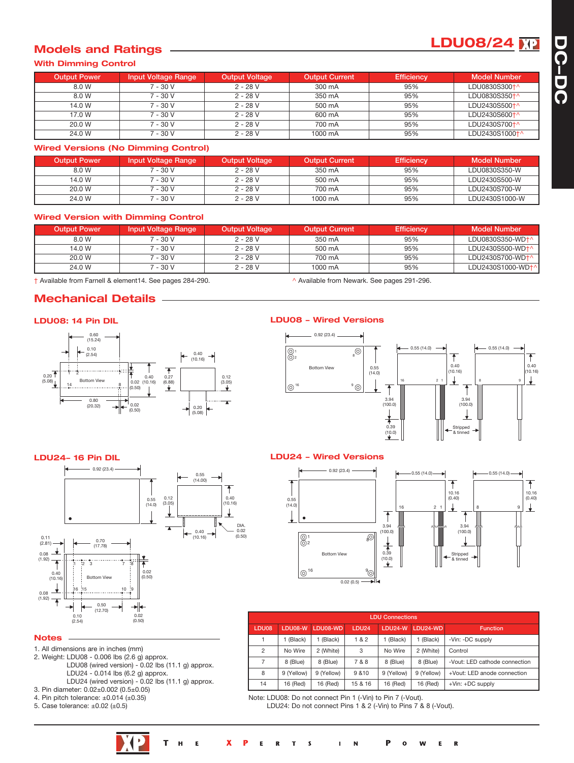## Models and Ratings

### With Dimming Control

| Output Power | Input Voltage Range | Output Voltage | Output Current | Efficiency | Model Number |
|---|---|---|---|---|---|
| 8.0 W | 7 - 30 V | 2 - 28 V | 300 mA | 95% | LDU0830S300†^ |
| 8.0 W | 7 - 30 V | 2 - 28 V | 350 mA | 95% | LDU0830S350†^ |
| 14.0 W | 7 - 30 V | 2 - 28 V | 500 mA | 95% | LDU2430S500†^ |
| 17.0 W | 7 - 30 V | 2 - 28 V | 600 mA | 95% | LDU2430S600†^ |
| 20.0 W | 7 - 30 V | 2 - 28 V | 700 mA | 95% | LDU2430S700†^ |
| 24.0 W | 7 - 30 V | 2 - 28 V | 1000 mA | 95% | LDU2430S1000†^ |

### Wired Versions (No Dimming Control)

| Output Power | Input Voltage Range | Output Voltage | Output Current | Efficiency | Model Number |
|---|---|---|---|---|---|
| 8.0 W | 7 - 30 V | 2 - 28 V | 350 mA | 95% | LDU0830S350-W |
| 14.0 W | 7 - 30 V | 2 - 28 V | 500 mA | 95% | LDU2430S500-W |
| 20.0 W | 7 - 30 V | 2 - 28 V | 700 mA | 95% | LDU2430S700-W |
| 24.0 W | 7 - 30 V | 2 - 28 V | 1000 mA | 95% | LDU2430S1000-W |

### Wired Version with Dimming Control

| Output Power | Input Voltage Range | Output Voltage | Output Current | Efficiency | Model Number |
|---|---|---|---|---|---|
| 8.0 W | 7 - 30 V | 2 - 28 V | 350 mA | 95% | LDU0830S350-WD†^ |
| 14.0 W | 7 - 30 V | 2 - 28 V | 500 mA | 95% | LDU2430S500-WD†^ |
| 20.0 W | 7 - 30 V | 2 - 28 V | 700 mA | 95% | LDU2430S700-WD†^ |
| 24.0 W | 7 - 30 V | 2 - 28 V | 1000 mA | 95% | LDU2430S1000-WD†^ |

† Available from Farnell & element14. See pages 284-290.  ^ Available from Newark. See pages 291-296.

## Mechanical Details

### LDU08: 14 Pin DIL

### LDU08 - Wired Versions

### LDU24- 16 Pin DIL

### LDU24 - Wired Versions

### Notes

1. All dimensions are in inches (mm)
2. Weight: LDU08 - 0.006 lbs (2.6 g) approx.
   LDU08 (wired version) - 0.02 lbs (11.1 g) approx.
   LDU24 - 0.014 lbs (6.2 g) approx.
   LDU24 (wired version) - 0.02 lbs (11.1 g) approx.
3. Pin diameter: 0.02±0.002 (0.5±0.05)
4. Pin pitch tolerance: ±0.014 (±0.35)
5. Case tolerance: ±0.02 (±0.5)

**LDU Connections**

| LDU08 | LDU08-W | LDU08-WD | LDU24 | LDU24-W | LDU24-WD | Function |
|---|---|---|---|---|---|---|
| 1 | 1 (Black) | 1 (Black) | 1 & 2 | 1 (Black) | 1 (Black) | -Vin: -DC supply |
| 2 | No Wire | 2 (White) | 3 | No Wire | 2 (White) | Control |
| 7 | 8 (Blue) | 8 (Blue) | 7 & 8 | 8 (Blue) | 8 (Blue) | -Vout: LED cathode connection |
| 8 | 9 (Yellow) | 9 (Yellow) | 9 &10 | 9 (Yellow) | 9 (Yellow) | +Vout: LED anode connection |
| 14 | 16 (Red) | 16 (Red) | 15 & 16 | 16 (Red) | 16 (Red) | +Vin: +DC supply |

Note: LDU08: Do not connect Pin 1 (-Vin) to Pin 7 (-Vout).
LDU24: Do not connect Pins 1 & 2 (-Vin) to Pins 7 & 8 (-Vout).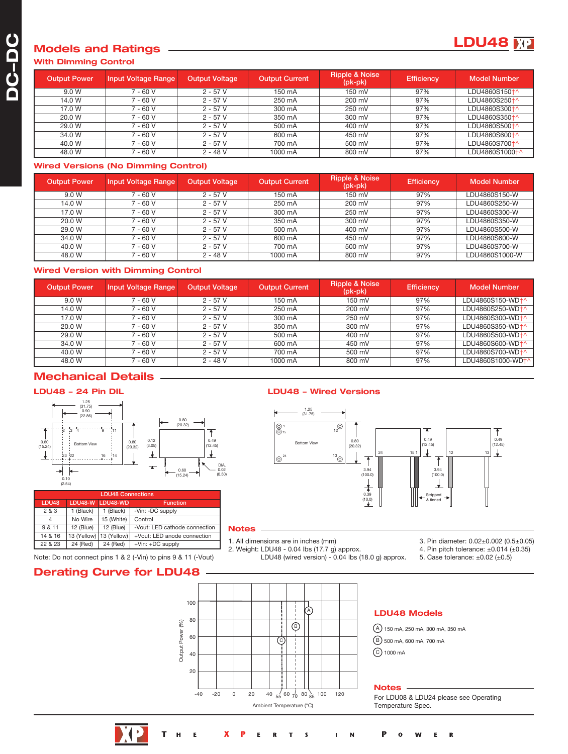# Models and Ratings

## With Dimming Control

| Output Power | Input Voltage Range | Output Voltage | Output Current | Ripple & Noise (pk-pk) | Efficiency | Model Number |
|---|---|---|---|---|---|---|
| 9.0 W | 7 - 60 V | 2 - 57 V | 150 mA | 150 mV | 97% | LDU4860S150†^ |
| 14.0 W | 7 - 60 V | 2 - 57 V | 250 mA | 200 mV | 97% | LDU4860S250†^ |
| 17.0 W | 7 - 60 V | 2 - 57 V | 300 mA | 250 mV | 97% | LDU4860S300†^ |
| 20.0 W | 7 - 60 V | 2 - 57 V | 350 mA | 300 mV | 97% | LDU4860S350†^ |
| 29.0 W | 7 - 60 V | 2 - 57 V | 500 mA | 400 mV | 97% | LDU4860S500†^ |
| 34.0 W | 7 - 60 V | 2 - 57 V | 600 mA | 450 mV | 97% | LDU4860S600†^ |
| 40.0 W | 7 - 60 V | 2 - 57 V | 700 mA | 500 mV | 97% | LDU4860S700†^ |
| 48.0 W | 7 - 60 V | 2 - 48 V | 1000 mA | 800 mV | 97% | LDU4860S1000†^ |

## Wired Versions (No Dimming Control)

| Output Power | Input Voltage Range | Output Voltage | Output Current | Ripple & Noise (pk-pk) | Efficiency | Model Number |
|---|---|---|---|---|---|---|
| 9.0 W | 7 - 60 V | 2 - 57 V | 150 mA | 150 mV | 97% | LDU4860S150-W |
| 14.0 W | 7 - 60 V | 2 - 57 V | 250 mA | 200 mV | 97% | LDU4860S250-W |
| 17.0 W | 7 - 60 V | 2 - 57 V | 300 mA | 250 mV | 97% | LDU4860S300-W |
| 20.0 W | 7 - 60 V | 2 - 57 V | 350 mA | 300 mV | 97% | LDU4860S350-W |
| 29.0 W | 7 - 60 V | 2 - 57 V | 500 mA | 400 mV | 97% | LDU4860S500-W |
| 34.0 W | 7 - 60 V | 2 - 57 V | 600 mA | 450 mV | 97% | LDU4860S600-W |
| 40.0 W | 7 - 60 V | 2 - 57 V | 700 mA | 500 mV | 97% | LDU4860S700-W |
| 48.0 W | 7 - 60 V | 2 - 48 V | 1000 mA | 800 mV | 97% | LDU4860S1000-W |

## Wired Version with Dimming Control

| Output Power | Input Voltage Range | Output Voltage | Output Current | Ripple & Noise (pk-pk) | Efficiency | Model Number |
|---|---|---|---|---|---|---|
| 9.0 W | 7 - 60 V | 2 - 57 V | 150 mA | 150 mV | 97% | LDU4860S150-WD†^ |
| 14.0 W | 7 - 60 V | 2 - 57 V | 250 mA | 200 mV | 97% | LDU4860S250-WD†^ |
| 17.0 W | 7 - 60 V | 2 - 57 V | 300 mA | 250 mV | 97% | LDU4860S300-WD†^ |
| 20.0 W | 7 - 60 V | 2 - 57 V | 350 mA | 300 mV | 97% | LDU4860S350-WD†^ |
| 29.0 W | 7 - 60 V | 2 - 57 V | 500 mA | 400 mV | 97% | LDU4860S500-WD†^ |
| 34.0 W | 7 - 60 V | 2 - 57 V | 600 mA | 450 mV | 97% | LDU4860S600-WD†^ |
| 40.0 W | 7 - 60 V | 2 - 57 V | 700 mA | 500 mV | 97% | LDU4860S700-WD†^ |
| 48.0 W | 7 - 60 V | 2 - 48 V | 1000 mA | 800 mV | 97% | LDU4860S1000-WD†^ |

# Mechanical Details

## LDU48 - 24 Pin DIL

## LDU48 - Wired Versions

| LDU48 Connections | | | |
|---|---|---|---|
| LDU48 | LDU48-W | LDU48-WD | Function |
| 2 & 3 | 1 (Black) | 1 (Black) | -Vin: -DC supply |
| 4 | No Wire | 15 (White) | Control |
| 9 & 11 | 12 (Blue) | 12 (Blue) | -Vout: LED cathode connection |
| 14 & 16 | 13 (Yellow) | 13 (Yellow) | +Vout: LED anode connection |
| 22 & 23 | 24 (Red) | 24 (Red) | +Vin: +DC supply |

Note: Do not connect pins 1 & 2 (-Vin) to pins 9 & 11 (-Vout)

## Notes

1. All dimensions are in inches (mm)
2. Weight: LDU48 - 0.04 lbs (17.7 g) approx.
   LDU48 (wired version) - 0.04 lbs (18.0 g) approx.
3. Pin diameter: 0.02±0.002 (0.5±0.05)
4. Pin pitch tolerance: ±0.014 (±0.35)
5. Case tolerance: ±0.02 (±0.5)

# Derating Curve for LDU48

## LDU48 Models

(A) 150 mA, 250 mA, 300 mA, 350 mA

(B) 500 mA, 600 mA, 700 mA

(C) 1000 mA

## Notes

For LDU08 & LDU24 please see Operating Temperature Spec.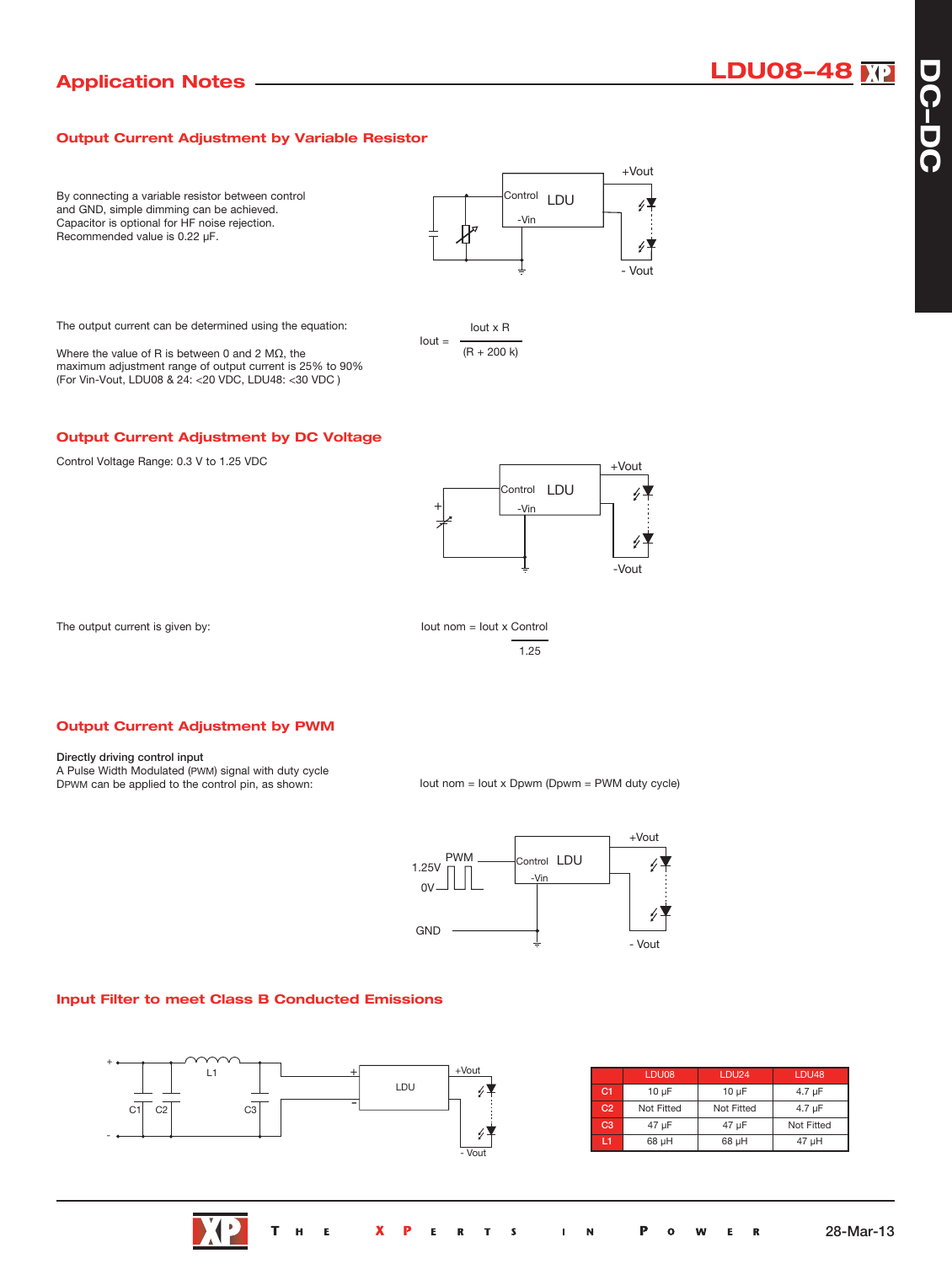## Application Notes

### Output Current Adjustment by Variable Resistor

By connecting a variable resistor between control and GND, simple dimming can be achieved. Capacitor is optional for HF noise rejection. Recommended value is 0.22 µF.

Control LDU
-Vin
+Vout
- Vout

The output current can be determined using the equation:

$$I_{out} = \frac{I_{out} \times R}{(R + 200\,k)}$$

Where the value of R is between 0 and 2 MΩ, the maximum adjustment range of output current is 25% to 90% (For Vin-Vout, LDU08 & 24: <20 VDC, LDU48: <30 VDC )

### Output Current Adjustment by DC Voltage

Control Voltage Range: 0.3 V to 1.25 VDC

Control LDU
-Vin
+Vout
-Vout
+

The output current is given by:

$$I_{out\,nom} = I_{out} \times \frac{Control}{1.25}$$

### Output Current Adjustment by PWM

**Directly driving control input**
A Pulse Width Modulated (PWM) signal with duty cycle DPWM can be applied to the control pin, as shown:

$I_{out\,nom} = I_{out} \times D_{pwm}$ ($D_{pwm}$ = PWM duty cycle)

1.25V
0V
PWM
Control LDU
-Vin
+Vout
- Vout
GND

### Input Filter to meet Class B Conducted Emissions

+
-
L1
C1
C2
C3
+
-
LDU
+Vout
- Vout

| | LDU08 | LDU24 | LDU48 |
|---|---|---|---|
| C1 | 10 µF | 10 µF | 4.7 µF |
| C2 | Not Fitted | Not Fitted | 4.7 µF |
| C3 | 47 µF | 47 µF | Not Fitted |
| L1 | 68 µH | 68 µH | 47 µH |